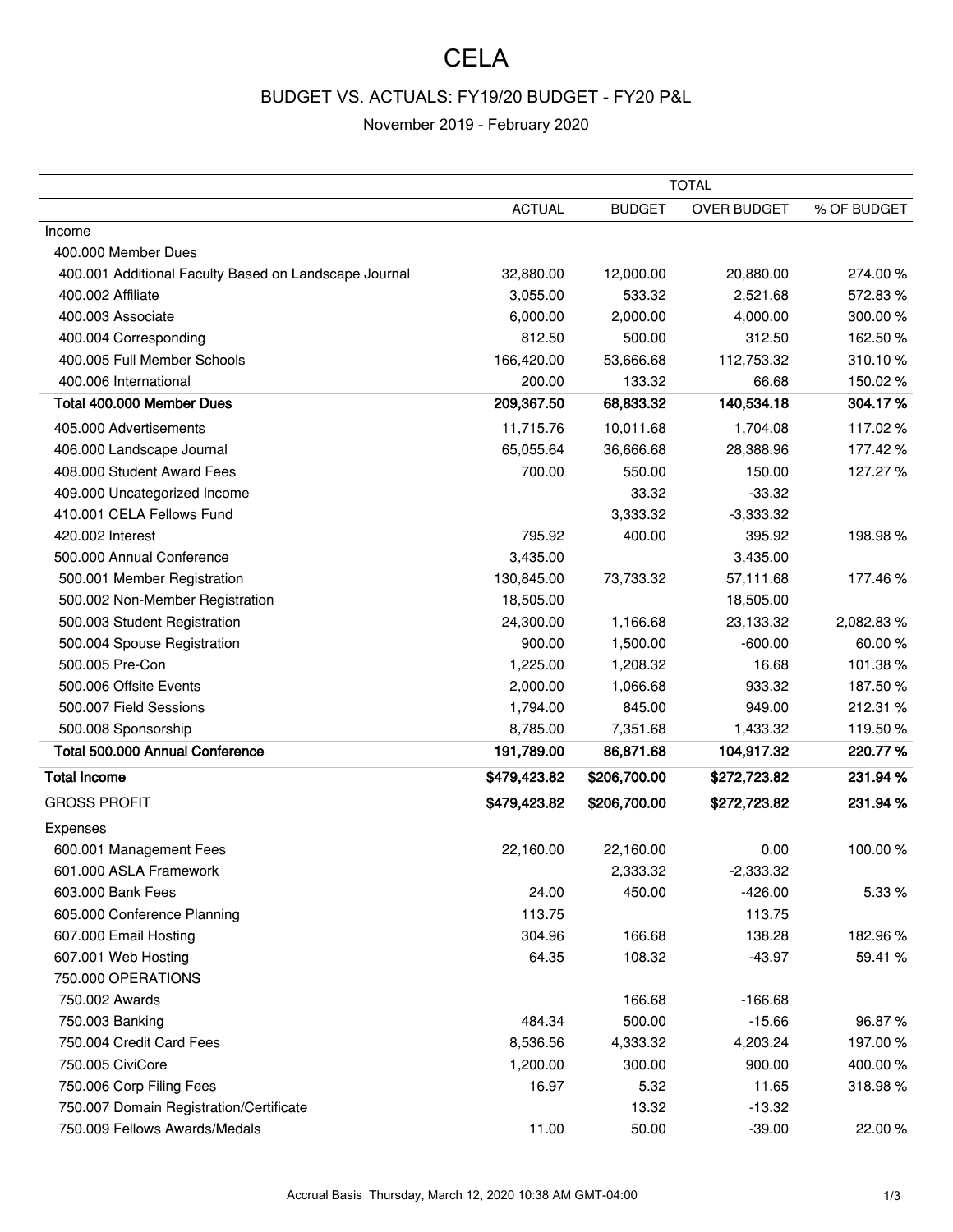# CELA

## BUDGET VS. ACTUALS: FY19/20 BUDGET - FY20 P&L

November 2019 - February 2020

| | TOTAL | | | |
|---|---|---|---|---|
| | ACTUAL | BUDGET | OVER BUDGET | % OF BUDGET |
| Income | | | | |
| 400.000 Member Dues | | | | |
| 400.001 Additional Faculty Based on Landscape Journal | 32,880.00 | 12,000.00 | 20,880.00 | 274.00 % |
| 400.002 Affiliate | 3,055.00 | 533.32 | 2,521.68 | 572.83 % |
| 400.003 Associate | 6,000.00 | 2,000.00 | 4,000.00 | 300.00 % |
| 400.004 Corresponding | 812.50 | 500.00 | 312.50 | 162.50 % |
| 400.005 Full Member Schools | 166,420.00 | 53,666.68 | 112,753.32 | 310.10 % |
| 400.006 International | 200.00 | 133.32 | 66.68 | 150.02 % |
| **Total 400.000 Member Dues** | **209,367.50** | **68,833.32** | **140,534.18** | **304.17 %** |
| 405.000 Advertisements | 11,715.76 | 10,011.68 | 1,704.08 | 117.02 % |
| 406.000 Landscape Journal | 65,055.64 | 36,666.68 | 28,388.96 | 177.42 % |
| 408.000 Student Award Fees | 700.00 | 550.00 | 150.00 | 127.27 % |
| 409.000 Uncategorized Income | | 33.32 | -33.32 | |
| 410.001 CELA Fellows Fund | | 3,333.32 | -3,333.32 | |
| 420.002 Interest | 795.92 | 400.00 | 395.92 | 198.98 % |
| 500.000 Annual Conference | 3,435.00 | | 3,435.00 | |
| 500.001 Member Registration | 130,845.00 | 73,733.32 | 57,111.68 | 177.46 % |
| 500.002 Non-Member Registration | 18,505.00 | | 18,505.00 | |
| 500.003 Student Registration | 24,300.00 | 1,166.68 | 23,133.32 | 2,082.83 % |
| 500.004 Spouse Registration | 900.00 | 1,500.00 | -600.00 | 60.00 % |
| 500.005 Pre-Con | 1,225.00 | 1,208.32 | 16.68 | 101.38 % |
| 500.006 Offsite Events | 2,000.00 | 1,066.68 | 933.32 | 187.50 % |
| 500.007 Field Sessions | 1,794.00 | 845.00 | 949.00 | 212.31 % |
| 500.008 Sponsorship | 8,785.00 | 7,351.68 | 1,433.32 | 119.50 % |
| **Total 500.000 Annual Conference** | **191,789.00** | **86,871.68** | **104,917.32** | **220.77 %** |
| **Total Income** | **$479,423.82** | **$206,700.00** | **$272,723.82** | **231.94 %** |
| GROSS PROFIT | **$479,423.82** | **$206,700.00** | **$272,723.82** | **231.94 %** |
| Expenses | | | | |
| 600.001 Management Fees | 22,160.00 | 22,160.00 | 0.00 | 100.00 % |
| 601.000 ASLA Framework | | 2,333.32 | -2,333.32 | |
| 603.000 Bank Fees | 24.00 | 450.00 | -426.00 | 5.33 % |
| 605.000 Conference Planning | 113.75 | | 113.75 | |
| 607.000 Email Hosting | 304.96 | 166.68 | 138.28 | 182.96 % |
| 607.001 Web Hosting | 64.35 | 108.32 | -43.97 | 59.41 % |
| 750.000 OPERATIONS | | | | |
| 750.002 Awards | | 166.68 | -166.68 | |
| 750.003 Banking | 484.34 | 500.00 | -15.66 | 96.87 % |
| 750.004 Credit Card Fees | 8,536.56 | 4,333.32 | 4,203.24 | 197.00 % |
| 750.005 CiviCore | 1,200.00 | 300.00 | 900.00 | 400.00 % |
| 750.006 Corp Filing Fees | 16.97 | 5.32 | 11.65 | 318.98 % |
| 750.007 Domain Registration/Certificate | | 13.32 | -13.32 | |
| 750.009 Fellows Awards/Medals | 11.00 | 50.00 | -39.00 | 22.00 % |

Accrual Basis Thursday, March 12, 2020 10:38 AM GMT-04:00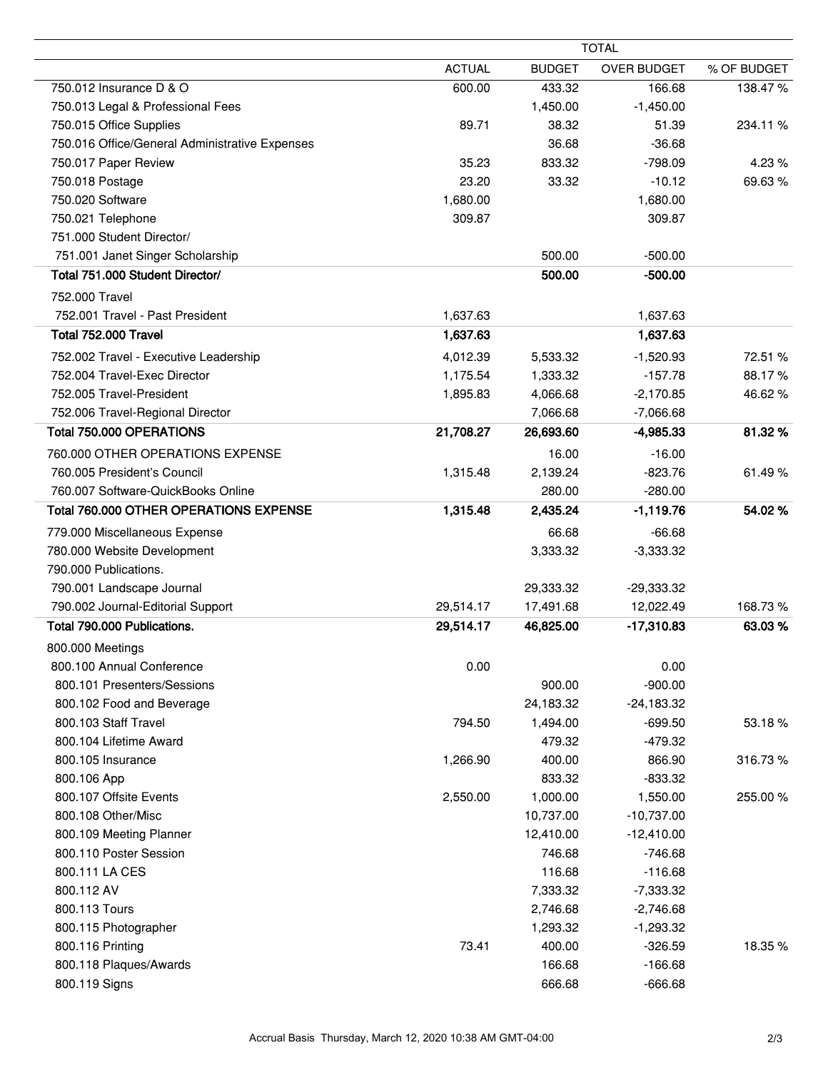| | TOTAL | | | |
|---|---|---|---|---|
| | ACTUAL | BUDGET | OVER BUDGET | % OF BUDGET |
| 750.012 Insurance D & O | 600.00 | 433.32 | 166.68 | 138.47 % |
| 750.013 Legal & Professional Fees | | 1,450.00 | -1,450.00 | |
| 750.015 Office Supplies | 89.71 | 38.32 | 51.39 | 234.11 % |
| 750.016 Office/General Administrative Expenses | | 36.68 | -36.68 | |
| 750.017 Paper Review | 35.23 | 833.32 | -798.09 | 4.23 % |
| 750.018 Postage | 23.20 | 33.32 | -10.12 | 69.63 % |
| 750.020 Software | 1,680.00 | | 1,680.00 | |
| 750.021 Telephone | 309.87 | | 309.87 | |
| 751.000 Student Director/ | | | | |
| 751.001 Janet Singer Scholarship | | 500.00 | -500.00 | |
| **Total 751.000 Student Director/** | | **500.00** | **-500.00** | |
| 752.000 Travel | | | | |
| 752.001 Travel - Past President | 1,637.63 | | 1,637.63 | |
| **Total 752.000 Travel** | **1,637.63** | | **1,637.63** | |
| 752.002 Travel - Executive Leadership | 4,012.39 | 5,533.32 | -1,520.93 | 72.51 % |
| 752.004 Travel-Exec Director | 1,175.54 | 1,333.32 | -157.78 | 88.17 % |
| 752.005 Travel-President | 1,895.83 | 4,066.68 | -2,170.85 | 46.62 % |
| 752.006 Travel-Regional Director | | 7,066.68 | -7,066.68 | |
| **Total 750.000 OPERATIONS** | **21,708.27** | **26,693.60** | **-4,985.33** | **81.32 %** |
| 760.000 OTHER OPERATIONS EXPENSE | | 16.00 | -16.00 | |
| 760.005 President's Council | 1,315.48 | 2,139.24 | -823.76 | 61.49 % |
| 760.007 Software-QuickBooks Online | | 280.00 | -280.00 | |
| **Total 760.000 OTHER OPERATIONS EXPENSE** | **1,315.48** | **2,435.24** | **-1,119.76** | **54.02 %** |
| 779.000 Miscellaneous Expense | | 66.68 | -66.68 | |
| 780.000 Website Development | | 3,333.32 | -3,333.32 | |
| 790.000 Publications. | | | | |
| 790.001 Landscape Journal | | 29,333.32 | -29,333.32 | |
| 790.002 Journal-Editorial Support | 29,514.17 | 17,491.68 | 12,022.49 | 168.73 % |
| **Total 790.000 Publications.** | **29,514.17** | **46,825.00** | **-17,310.83** | **63.03 %** |
| 800.000 Meetings | | | | |
| 800.100 Annual Conference | 0.00 | | 0.00 | |
| 800.101 Presenters/Sessions | | 900.00 | -900.00 | |
| 800.102 Food and Beverage | | 24,183.32 | -24,183.32 | |
| 800.103 Staff Travel | 794.50 | 1,494.00 | -699.50 | 53.18 % |
| 800.104 Lifetime Award | | 479.32 | -479.32 | |
| 800.105 Insurance | 1,266.90 | 400.00 | 866.90 | 316.73 % |
| 800.106 App | | 833.32 | -833.32 | |
| 800.107 Offsite Events | 2,550.00 | 1,000.00 | 1,550.00 | 255.00 % |
| 800.108 Other/Misc | | 10,737.00 | -10,737.00 | |
| 800.109 Meeting Planner | | 12,410.00 | -12,410.00 | |
| 800.110 Poster Session | | 746.68 | -746.68 | |
| 800.111 LA CES | | 116.68 | -116.68 | |
| 800.112 AV | | 7,333.32 | -7,333.32 | |
| 800.113 Tours | | 2,746.68 | -2,746.68 | |
| 800.115 Photographer | | 1,293.32 | -1,293.32 | |
| 800.116 Printing | 73.41 | 400.00 | -326.59 | 18.35 % |
| 800.118 Plaques/Awards | | 166.68 | -166.68 | |
| 800.119 Signs | | 666.68 | -666.68 | |

Accrual Basis Thursday, March 12, 2020 10:38 AM GMT-04:00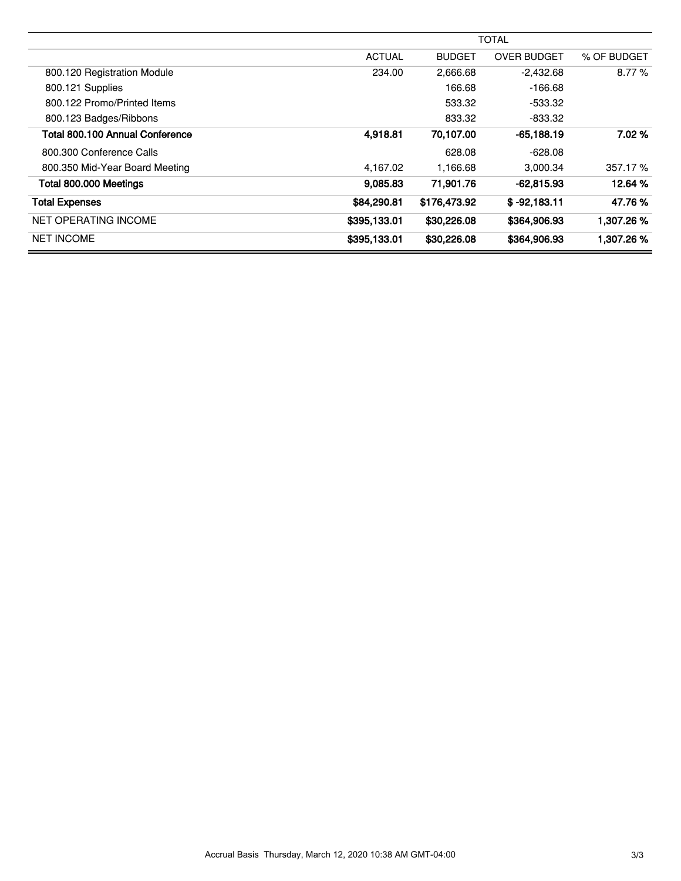| | TOTAL | | | |
|---|---|---|---|---|
| | ACTUAL | BUDGET | OVER BUDGET | % OF BUDGET |
| 800.120 Registration Module | 234.00 | 2,666.68 | -2,432.68 | 8.77 % |
| 800.121 Supplies | | 166.68 | -166.68 | |
| 800.122 Promo/Printed Items | | 533.32 | -533.32 | |
| 800.123 Badges/Ribbons | | 833.32 | -833.32 | |
| **Total 800.100 Annual Conference** | **4,918.81** | **70,107.00** | **-65,188.19** | **7.02 %** |
| 800.300 Conference Calls | | 628.08 | -628.08 | |
| 800.350 Mid-Year Board Meeting | 4,167.02 | 1,166.68 | 3,000.34 | 357.17 % |
| **Total 800.000 Meetings** | **9,085.83** | **71,901.76** | **-62,815.93** | **12.64 %** |
| **Total Expenses** | **$84,290.81** | **$176,473.92** | **$ -92,183.11** | **47.76 %** |
| NET OPERATING INCOME | **$395,133.01** | **$30,226.08** | **$364,906.93** | **1,307.26 %** |
| NET INCOME | **$395,133.01** | **$30,226.08** | **$364,906.93** | **1,307.26 %** |

Accrual Basis Thursday, March 12, 2020 10:38 AM GMT-04:00